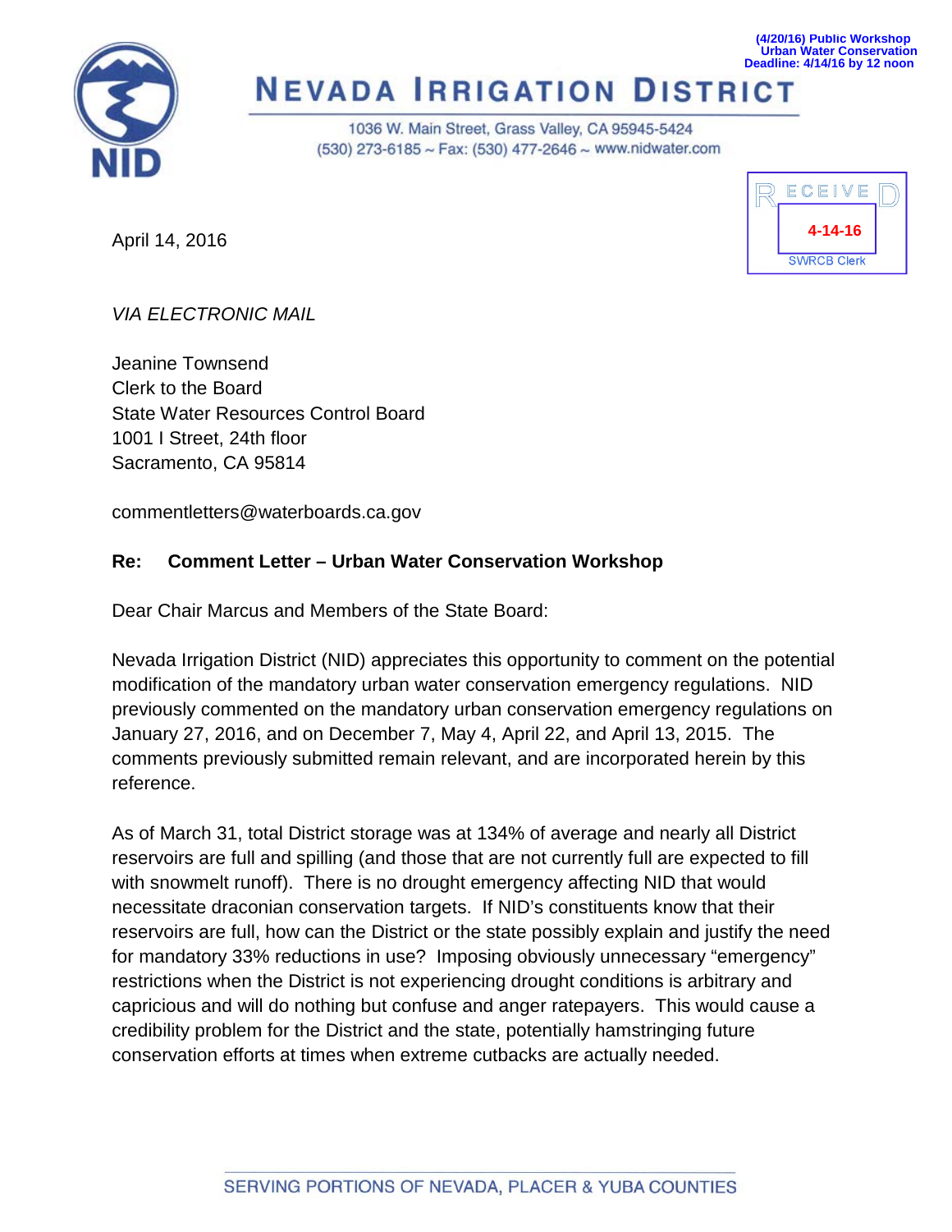(4/20/16) Public Workshop
Urban Water Conservation
Deadline: 4/14/16 by 12 noon

# NEVADA IRRIGATION DISTRICT

1036 W. Main Street, Grass Valley, CA 95945-5424
(530) 273-6185 ~ Fax: (530) 477-2646 ~ www.nidwater.com

RECEIVED
4-14-16
SWRCB Clerk

April 14, 2016

*VIA ELECTRONIC MAIL*

Jeanine Townsend
Clerk to the Board
State Water Resources Control Board
1001 I Street, 24th floor
Sacramento, CA 95814

commentletters@waterboards.ca.gov

**Re: Comment Letter – Urban Water Conservation Workshop**

Dear Chair Marcus and Members of the State Board:

Nevada Irrigation District (NID) appreciates this opportunity to comment on the potential modification of the mandatory urban water conservation emergency regulations. NID previously commented on the mandatory urban conservation emergency regulations on January 27, 2016, and on December 7, May 4, April 22, and April 13, 2015. The comments previously submitted remain relevant, and are incorporated herein by this reference.

As of March 31, total District storage was at 134% of average and nearly all District reservoirs are full and spilling (and those that are not currently full are expected to fill with snowmelt runoff). There is no drought emergency affecting NID that would necessitate draconian conservation targets. If NID's constituents know that their reservoirs are full, how can the District or the state possibly explain and justify the need for mandatory 33% reductions in use? Imposing obviously unnecessary "emergency" restrictions when the District is not experiencing drought conditions is arbitrary and capricious and will do nothing but confuse and anger ratepayers. This would cause a credibility problem for the District and the state, potentially hamstringing future conservation efforts at times when extreme cutbacks are actually needed.

SERVING PORTIONS OF NEVADA, PLACER & YUBA COUNTIES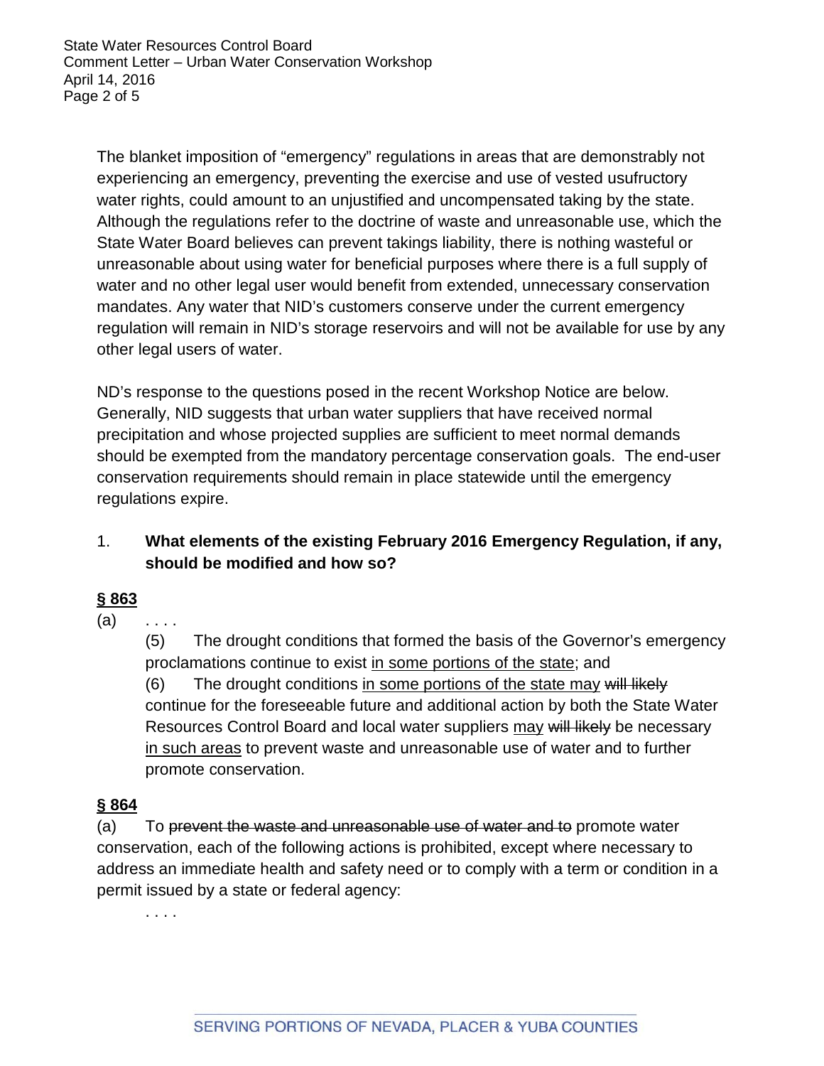The blanket imposition of "emergency" regulations in areas that are demonstrably not experiencing an emergency, preventing the exercise and use of vested usufructory water rights, could amount to an unjustified and uncompensated taking by the state. Although the regulations refer to the doctrine of waste and unreasonable use, which the State Water Board believes can prevent takings liability, there is nothing wasteful or unreasonable about using water for beneficial purposes where there is a full supply of water and no other legal user would benefit from extended, unnecessary conservation mandates. Any water that NID's customers conserve under the current emergency regulation will remain in NID's storage reservoirs and will not be available for use by any other legal users of water.

ND's response to the questions posed in the recent Workshop Notice are below. Generally, NID suggests that urban water suppliers that have received normal precipitation and whose projected supplies are sufficient to meet normal demands should be exempted from the mandatory percentage conservation goals. The end-user conservation requirements should remain in place statewide until the emergency regulations expire.

1. **What elements of the existing February 2016 Emergency Regulation, if any, should be modified and how so?**

<u>**§ 863**</u>

(a) . . . .

(5) The drought conditions that formed the basis of the Governor's emergency proclamations continue to exist <u>in some portions of the state</u>; and

(6) The drought conditions <u>in some portions of the state may</u> ~~will likely~~ continue for the foreseeable future and additional action by both the State Water Resources Control Board and local water suppliers <u>may</u> ~~will likely~~ be necessary <u>in such areas</u> to prevent waste and unreasonable use of water and to further promote conservation.

<u>**§ 864**</u>

(a) To ~~prevent the waste and unreasonable use of water and to~~ promote water conservation, each of the following actions is prohibited, except where necessary to address an immediate health and safety need or to comply with a term or condition in a permit issued by a state or federal agency:

. . . .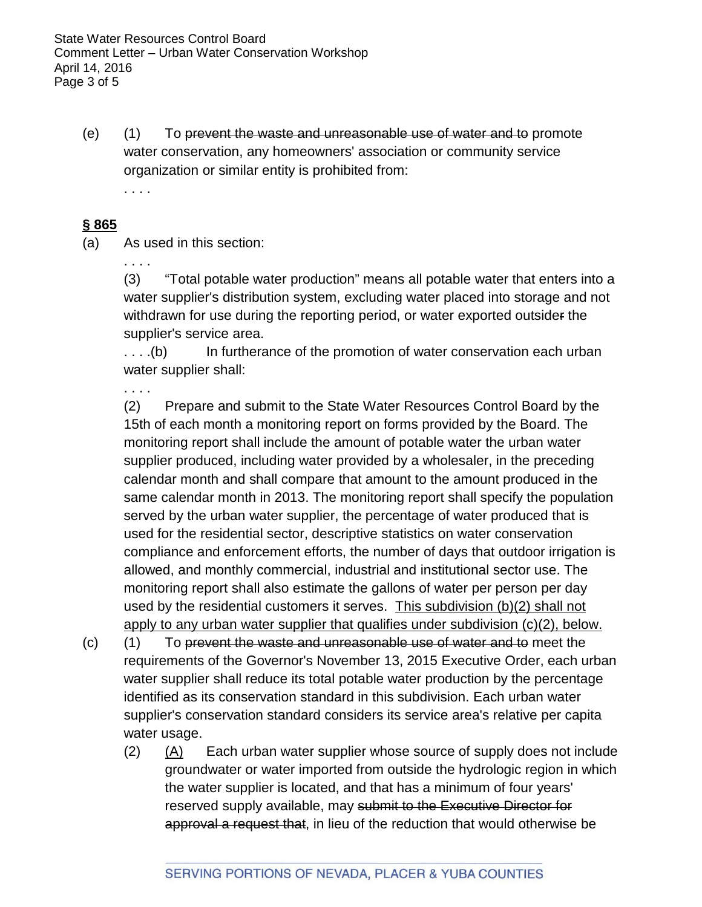(e) (1) To ~~prevent the waste and unreasonable use of water and to~~ promote water conservation, any homeowners' association or community service organization or similar entity is prohibited from:

. . . .

**<u>§ 865</u>**

(a) As used in this section:

. . . .

(3) "Total potable water production" means all potable water that enters into a water supplier's distribution system, excluding water placed into storage and not withdrawn for use during the reporting period, or water exported outside~~r~~ the supplier's service area.

. . . .(b) In furtherance of the promotion of water conservation each urban water supplier shall:

. . . .

(2) Prepare and submit to the State Water Resources Control Board by the 15th of each month a monitoring report on forms provided by the Board. The monitoring report shall include the amount of potable water the urban water supplier produced, including water provided by a wholesaler, in the preceding calendar month and shall compare that amount to the amount produced in the same calendar month in 2013. The monitoring report shall specify the population served by the urban water supplier, the percentage of water produced that is used for the residential sector, descriptive statistics on water conservation compliance and enforcement efforts, the number of days that outdoor irrigation is allowed, and monthly commercial, industrial and institutional sector use. The monitoring report shall also estimate the gallons of water per person per day used by the residential customers it serves. <u>This subdivision (b)(2) shall not apply to any urban water supplier that qualifies under subdivision (c)(2), below.</u>

(c) (1) To ~~prevent the waste and unreasonable use of water and to~~ meet the requirements of the Governor's November 13, 2015 Executive Order, each urban water supplier shall reduce its total potable water production by the percentage identified as its conservation standard in this subdivision. Each urban water supplier's conservation standard considers its service area's relative per capita water usage.

(2) <u>(A)</u> Each urban water supplier whose source of supply does not include groundwater or water imported from outside the hydrologic region in which the water supplier is located, and that has a minimum of four years' reserved supply available, may ~~submit to the Executive Director for approval a request that~~, in lieu of the reduction that would otherwise be

SERVING PORTIONS OF NEVADA, PLACER & YUBA COUNTIES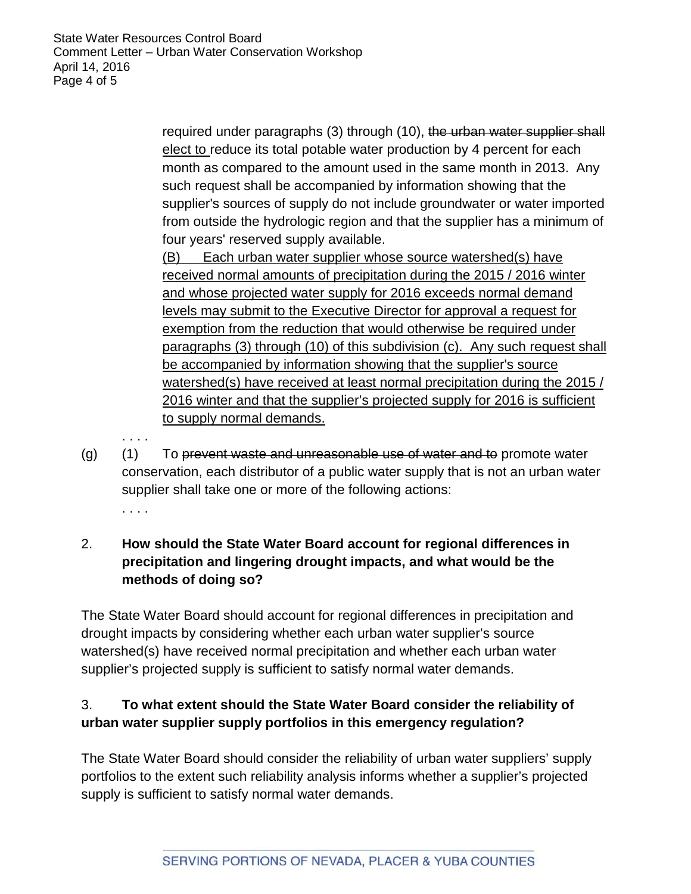required under paragraphs (3) through (10), ~~the urban water supplier shall~~ <u>elect to</u> reduce its total potable water production by 4 percent for each month as compared to the amount used in the same month in 2013. Any such request shall be accompanied by information showing that the supplier's sources of supply do not include groundwater or water imported from outside the hydrologic region and that the supplier has a minimum of four years' reserved supply available.

<u>(B) Each urban water supplier whose source watershed(s) have received normal amounts of precipitation during the 2015 / 2016 winter and whose projected water supply for 2016 exceeds normal demand levels may submit to the Executive Director for approval a request for exemption from the reduction that would otherwise be required under paragraphs (3) through (10) of this subdivision (c). Any such request shall be accompanied by information showing that the supplier's source watershed(s) have received at least normal precipitation during the 2015 / 2016 winter and that the supplier's projected supply for 2016 is sufficient to supply normal demands.</u>

. . . .

(g) (1) To ~~prevent waste and unreasonable use of water and to~~ promote water conservation, each distributor of a public water supply that is not an urban water supplier shall take one or more of the following actions:

. . . .

2. **How should the State Water Board account for regional differences in precipitation and lingering drought impacts, and what would be the methods of doing so?**

The State Water Board should account for regional differences in precipitation and drought impacts by considering whether each urban water supplier's source watershed(s) have received normal precipitation and whether each urban water supplier's projected supply is sufficient to satisfy normal water demands.

3. **To what extent should the State Water Board consider the reliability of urban water supplier supply portfolios in this emergency regulation?**

The State Water Board should consider the reliability of urban water suppliers' supply portfolios to the extent such reliability analysis informs whether a supplier's projected supply is sufficient to satisfy normal water demands.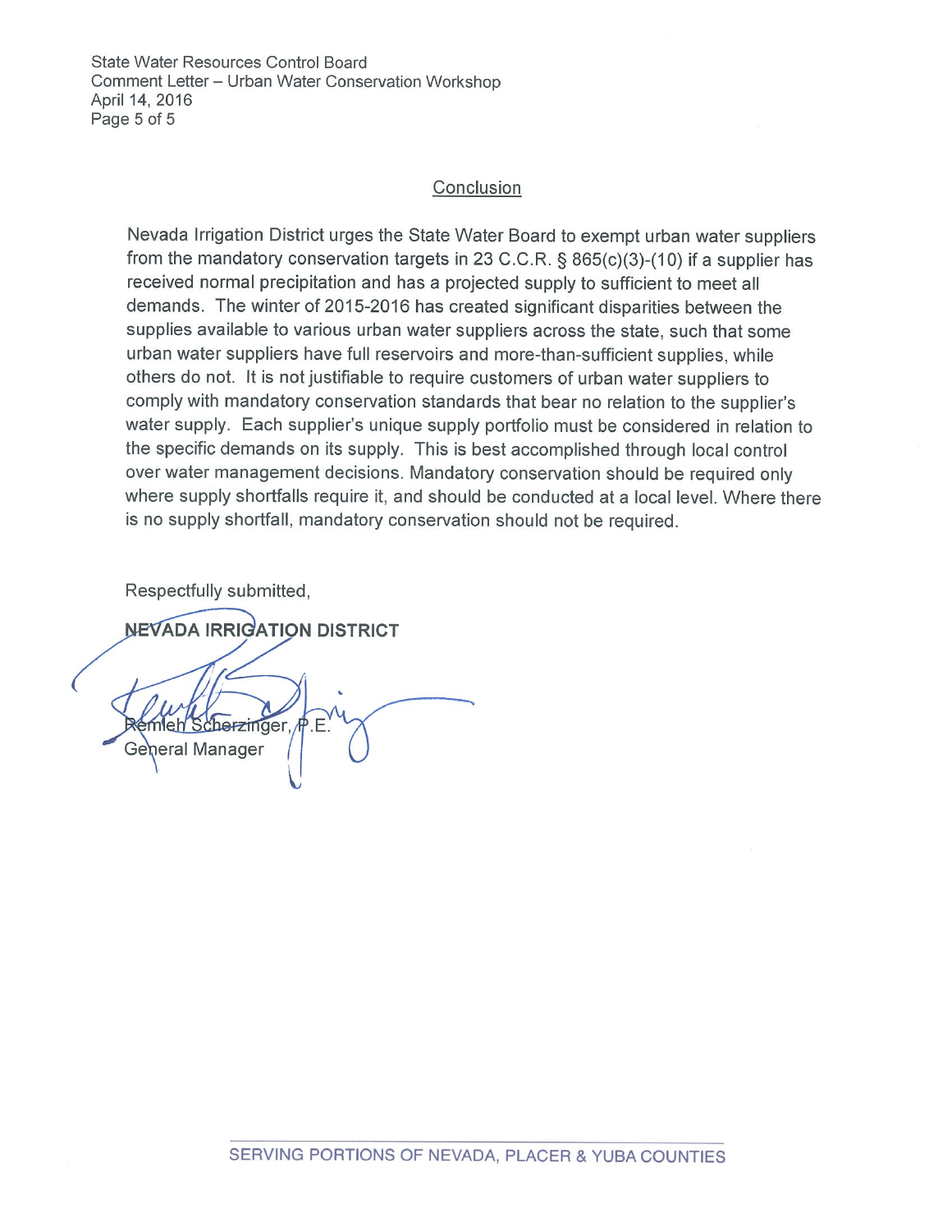## Conclusion

Nevada Irrigation District urges the State Water Board to exempt urban water suppliers from the mandatory conservation targets in 23 C.C.R. § 865(c)(3)-(10) if a supplier has received normal precipitation and has a projected supply to sufficient to meet all demands. The winter of 2015-2016 has created significant disparities between the supplies available to various urban water suppliers across the state, such that some urban water suppliers have full reservoirs and more-than-sufficient supplies, while others do not. It is not justifiable to require customers of urban water suppliers to comply with mandatory conservation standards that bear no relation to the supplier's water supply. Each supplier's unique supply portfolio must be considered in relation to the specific demands on its supply. This is best accomplished through local control over water management decisions. Mandatory conservation should be required only where supply shortfalls require it, and should be conducted at a local level. Where there is no supply shortfall, mandatory conservation should not be required.

Respectfully submitted,

**NEVADA IRRIGATION DISTRICT**

Remleh Scherzinger, P.E.
General Manager

SERVING PORTIONS OF NEVADA, PLACER & YUBA COUNTIES